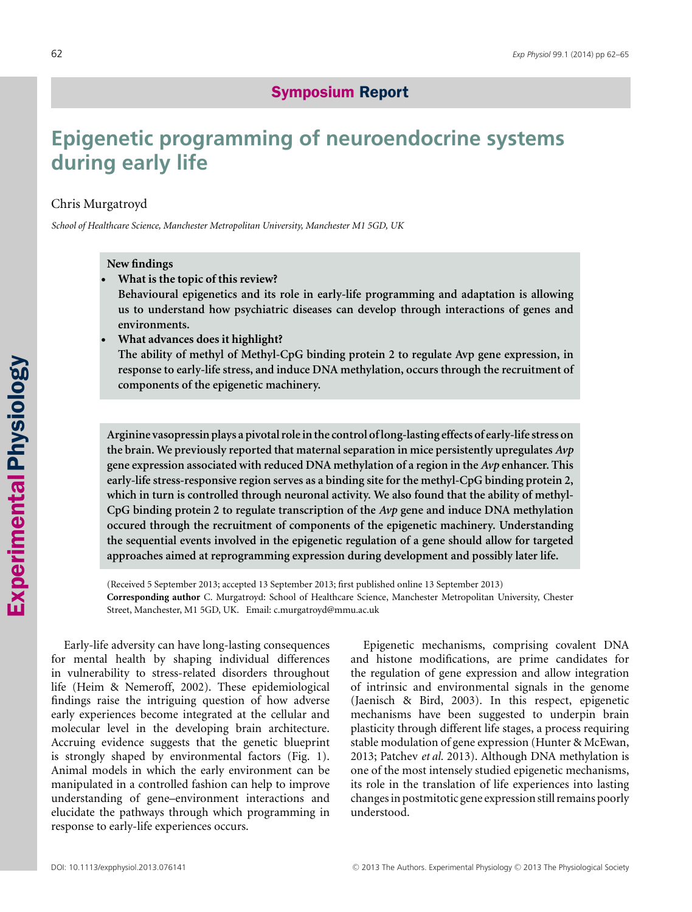**Symposium Report**

# Epigenetic programming of neuroendocrine systems during early life

Chris Murgatroyd

*School of Healthcare Science, Manchester Metropolitan University, Manchester M1 5GD, UK*

**New findings**

- **What is the topic of this review?**
  **Behavioural epigenetics and its role in early-life programming and adaptation is allowing us to understand how psychiatric diseases can develop through interactions of genes and environments.**
- **What advances does it highlight?**
  **The ability of methyl of Methyl-CpG binding protein 2 to regulate Avp gene expression, in response to early-life stress, and induce DNA methylation, occurs through the recruitment of components of the epigenetic machinery.**

**Arginine vasopressin plays a pivotal role in the control of long-lasting effects of early-life stress on the brain. We previously reported that maternal separation in mice persistently upregulates *Avp* gene expression associated with reduced DNA methylation of a region in the *Avp* enhancer. This early-life stress-responsive region serves as a binding site for the methyl-CpG binding protein 2, which in turn is controlled through neuronal activity. We also found that the ability of methyl-CpG binding protein 2 to regulate transcription of the *Avp* gene and induce DNA methylation occured through the recruitment of components of the epigenetic machinery. Understanding the sequential events involved in the epigenetic regulation of a gene should allow for targeted approaches aimed at reprogramming expression during development and possibly later life.**

(Received 5 September 2013; accepted 13 September 2013; first published online 13 September 2013)
**Corresponding author** C. Murgatroyd: School of Healthcare Science, Manchester Metropolitan University, Chester Street, Manchester, M1 5GD, UK. Email: c.murgatroyd@mmu.ac.uk

Early-life adversity can have long-lasting consequences for mental health by shaping individual differences in vulnerability to stress-related disorders throughout life (Heim & Nemeroff, 2002). These epidemiological findings raise the intriguing question of how adverse early experiences become integrated at the cellular and molecular level in the developing brain architecture. Accruing evidence suggests that the genetic blueprint is strongly shaped by environmental factors (Fig. 1). Animal models in which the early environment can be manipulated in a controlled fashion can help to improve understanding of gene–environment interactions and elucidate the pathways through which programming in response to early-life experiences occurs.

Epigenetic mechanisms, comprising covalent DNA and histone modifications, are prime candidates for the regulation of gene expression and allow integration of intrinsic and environmental signals in the genome (Jaenisch & Bird, 2003). In this respect, epigenetic mechanisms have been suggested to underpin brain plasticity through different life stages, a process requiring stable modulation of gene expression (Hunter & McEwan, 2013; Patchev *et al.* 2013). Although DNA methylation is one of the most intensely studied epigenetic mechanisms, its role in the translation of life experiences into lasting changes in postmitotic gene expression still remains poorly understood.

DOI: 10.1113/expphysiol.2013.076141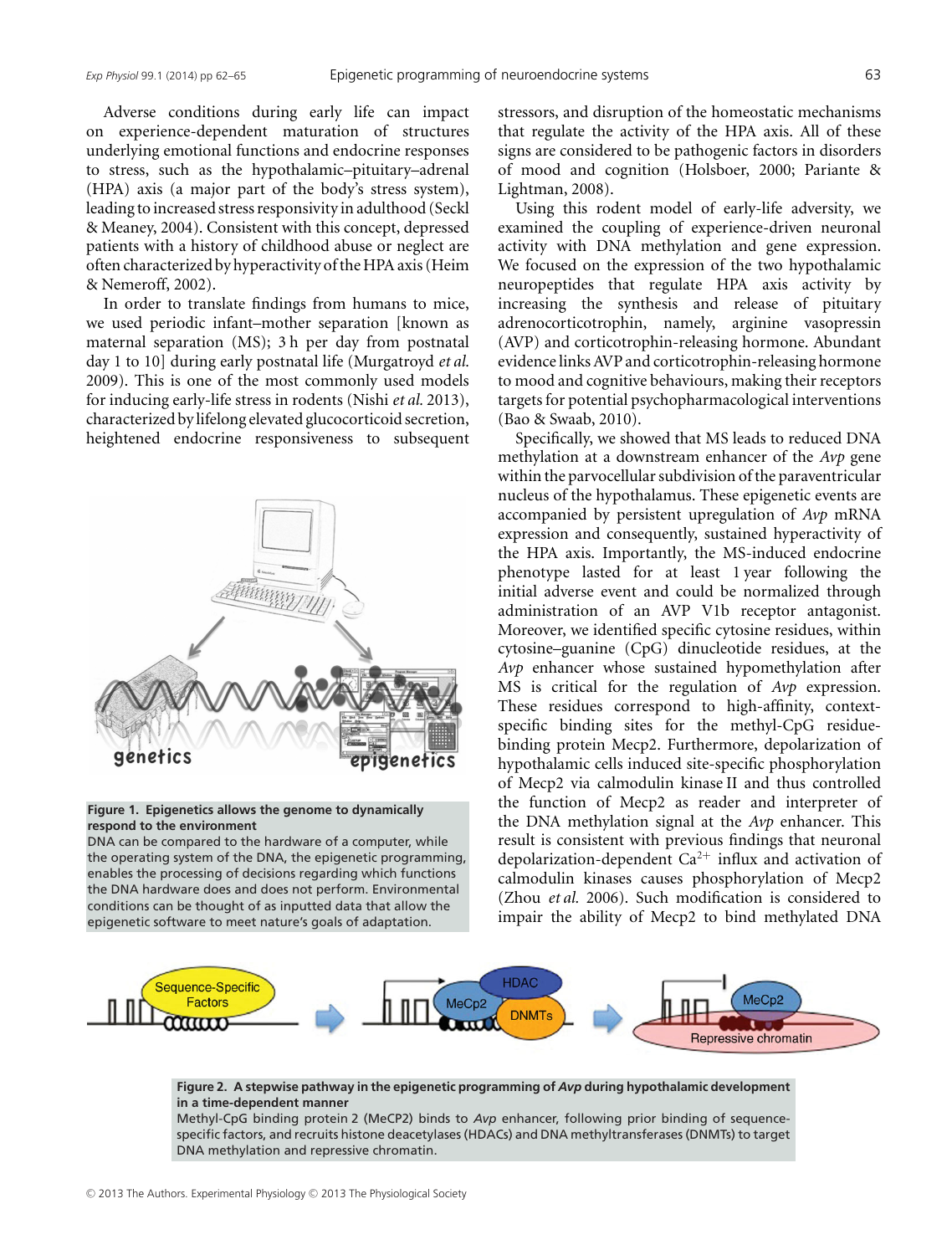Adverse conditions during early life can impact on experience-dependent maturation of structures underlying emotional functions and endocrine responses to stress, such as the hypothalamic–pituitary–adrenal (HPA) axis (a major part of the body's stress system), leading to increased stress responsivity in adulthood (Seckl & Meaney, 2004). Consistent with this concept, depressed patients with a history of childhood abuse or neglect are often characterized by hyperactivity of the HPA axis (Heim & Nemeroff, 2002).

In order to translate findings from humans to mice, we used periodic infant–mother separation [known as maternal separation (MS); 3 h per day from postnatal day 1 to 10] during early postnatal life (Murgatroyd *et al.* 2009). This is one of the most commonly used models for inducing early-life stress in rodents (Nishi *et al.* 2013), characterized by lifelong elevated glucocorticoid secretion, heightened endocrine responsiveness to subsequent stressors, and disruption of the homeostatic mechanisms that regulate the activity of the HPA axis. All of these signs are considered to be pathogenic factors in disorders of mood and cognition (Holsboer, 2000; Pariante & Lightman, 2008).

**Figure 1. Epigenetics allows the genome to dynamically respond to the environment**
DNA can be compared to the hardware of a computer, while the operating system of the DNA, the epigenetic programming, enables the processing of decisions regarding which functions the DNA hardware does and does not perform. Environmental conditions can be thought of as inputted data that allow the epigenetic software to meet nature's goals of adaptation.

Using this rodent model of early-life adversity, we examined the coupling of experience-driven neuronal activity with DNA methylation and gene expression. We focused on the expression of the two hypothalamic neuropeptides that regulate HPA axis activity by increasing the synthesis and release of pituitary adrenocorticotrophin, namely, arginine vasopressin (AVP) and corticotrophin-releasing hormone. Abundant evidence links AVP and corticotrophin-releasing hormone to mood and cognitive behaviours, making their receptors targets for potential psychopharmacological interventions (Bao & Swaab, 2010).

Specifically, we showed that MS leads to reduced DNA methylation at a downstream enhancer of the *Avp* gene within the parvocellular subdivision of the paraventricular nucleus of the hypothalamus. These epigenetic events are accompanied by persistent upregulation of *Avp* mRNA expression and consequently, sustained hyperactivity of the HPA axis. Importantly, the MS-induced endocrine phenotype lasted for at least 1 year following the initial adverse event and could be normalized through administration of an AVP V1b receptor antagonist. Moreover, we identified specific cytosine residues, within cytosine–guanine (CpG) dinucleotide residues, at the *Avp* enhancer whose sustained hypomethylation after MS is critical for the regulation of *Avp* expression. These residues correspond to high-affinity, context-specific binding sites for the methyl-CpG residue-binding protein Mecp2. Furthermore, depolarization of hypothalamic cells induced site-specific phosphorylation of Mecp2 via calmodulin kinase II and thus controlled the function of Mecp2 as reader and interpreter of the DNA methylation signal at the *Avp* enhancer. This result is consistent with previous findings that neuronal depolarization-dependent $Ca^{2+}$ influx and activation of calmodulin kinases causes phosphorylation of Mecp2 (Zhou *et al.* 2006). Such modification is considered to impair the ability of Mecp2 to bind methylated DNA

**Figure 2. A stepwise pathway in the epigenetic programming of *Avp* during hypothalamic development in a time-dependent manner**
Methyl-CpG binding protein 2 (MeCP2) binds to *Avp* enhancer, following prior binding of sequence-specific factors, and recruits histone deacetylases (HDACs) and DNA methyltransferases (DNMTs) to target DNA methylation and repressive chromatin.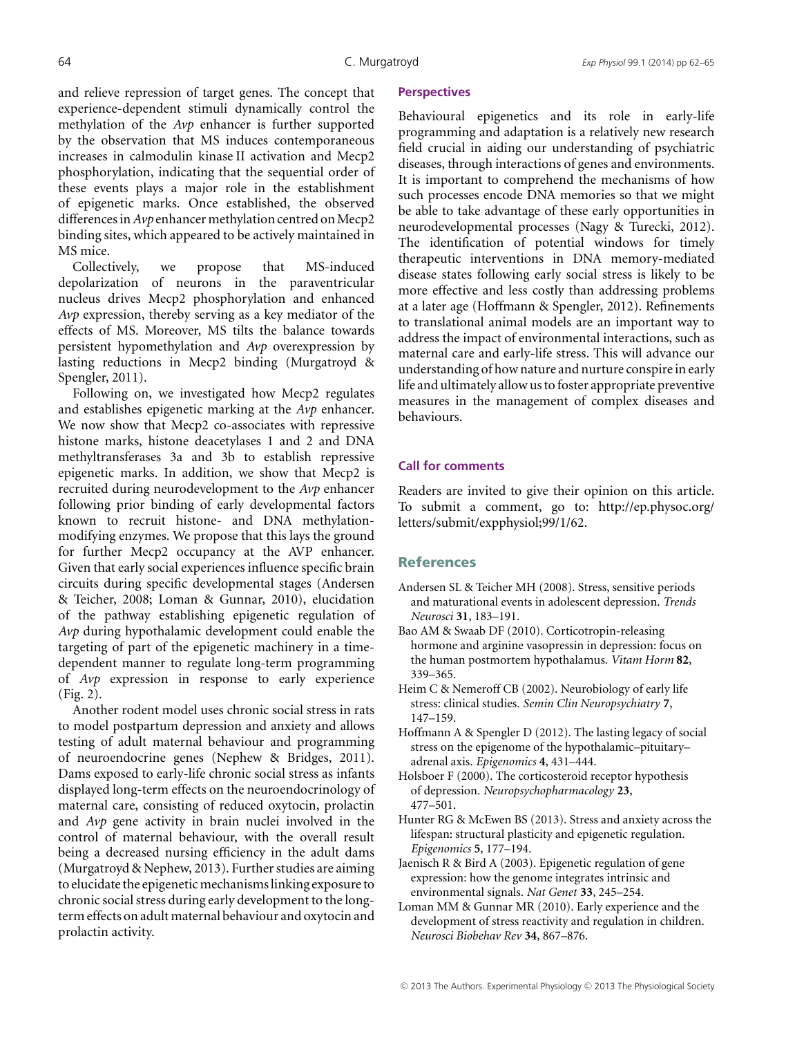and relieve repression of target genes. The concept that experience-dependent stimuli dynamically control the methylation of the *Avp* enhancer is further supported by the observation that MS induces contemporaneous increases in calmodulin kinase II activation and Mecp2 phosphorylation, indicating that the sequential order of these events plays a major role in the establishment of epigenetic marks. Once established, the observed differences in *Avp* enhancer methylation centred on Mecp2 binding sites, which appeared to be actively maintained in MS mice.

Collectively, we propose that MS-induced depolarization of neurons in the paraventricular nucleus drives Mecp2 phosphorylation and enhanced *Avp* expression, thereby serving as a key mediator of the effects of MS. Moreover, MS tilts the balance towards persistent hypomethylation and *Avp* overexpression by lasting reductions in Mecp2 binding (Murgatroyd & Spengler, 2011).

Following on, we investigated how Mecp2 regulates and establishes epigenetic marking at the *Avp* enhancer. We now show that Mecp2 co-associates with repressive histone marks, histone deacetylases 1 and 2 and DNA methyltransferases 3a and 3b to establish repressive epigenetic marks. In addition, we show that Mecp2 is recruited during neurodevelopment to the *Avp* enhancer following prior binding of early developmental factors known to recruit histone- and DNA methylation-modifying enzymes. We propose that this lays the ground for further Mecp2 occupancy at the AVP enhancer. Given that early social experiences influence specific brain circuits during specific developmental stages (Andersen & Teicher, 2008; Loman & Gunnar, 2010), elucidation of the pathway establishing epigenetic regulation of *Avp* during hypothalamic development could enable the targeting of part of the epigenetic machinery in a time-dependent manner to regulate long-term programming of *Avp* expression in response to early experience (Fig. 2).

Another rodent model uses chronic social stress in rats to model postpartum depression and anxiety and allows testing of adult maternal behaviour and programming of neuroendocrine genes (Nephew & Bridges, 2011). Dams exposed to early-life chronic social stress as infants displayed long-term effects on the neuroendocrinology of maternal care, consisting of reduced oxytocin, prolactin and *Avp* gene activity in brain nuclei involved in the control of maternal behaviour, with the overall result being a decreased nursing efficiency in the adult dams (Murgatroyd & Nephew, 2013). Further studies are aiming to elucidate the epigenetic mechanisms linking exposure to chronic social stress during early development to the long-term effects on adult maternal behaviour and oxytocin and prolactin activity.

### Perspectives

Behavioural epigenetics and its role in early-life programming and adaptation is a relatively new research field crucial in aiding our understanding of psychiatric diseases, through interactions of genes and environments. It is important to comprehend the mechanisms of how such processes encode DNA memories so that we might be able to take advantage of these early opportunities in neurodevelopmental processes (Nagy & Turecki, 2012). The identification of potential windows for timely therapeutic interventions in DNA memory-mediated disease states following early social stress is likely to be more effective and less costly than addressing problems at a later age (Hoffmann & Spengler, 2012). Refinements to translational animal models are an important way to address the impact of environmental interactions, such as maternal care and early-life stress. This will advance our understanding of how nature and nurture conspire in early life and ultimately allow us to foster appropriate preventive measures in the management of complex diseases and behaviours.

### Call for comments

Readers are invited to give their opinion on this article. To submit a comment, go to: http://ep.physoc.org/letters/submit/expphysiol;99/1/62.

## References

Andersen SL & Teicher MH (2008). Stress, sensitive periods and maturational events in adolescent depression. *Trends Neurosci* **31**, 183–191.

Bao AM & Swaab DF (2010). Corticotropin-releasing hormone and arginine vasopressin in depression: focus on the human postmortem hypothalamus. *Vitam Horm* **82**, 339–365.

Heim C & Nemeroff CB (2002). Neurobiology of early life stress: clinical studies. *Semin Clin Neuropsychiatry* **7**, 147–159.

Hoffmann A & Spengler D (2012). The lasting legacy of social stress on the epigenome of the hypothalamic–pituitary–adrenal axis. *Epigenomics* **4**, 431–444.

Holsboer F (2000). The corticosteroid receptor hypothesis of depression. *Neuropsychopharmacology* **23**, 477–501.

Hunter RG & McEwen BS (2013). Stress and anxiety across the lifespan: structural plasticity and epigenetic regulation. *Epigenomics* **5**, 177–194.

Jaenisch R & Bird A (2003). Epigenetic regulation of gene expression: how the genome integrates intrinsic and environmental signals. *Nat Genet* **33**, 245–254.

Loman MM & Gunnar MR (2010). Early experience and the development of stress reactivity and regulation in children. *Neurosci Biobehav Rev* **34**, 867–876.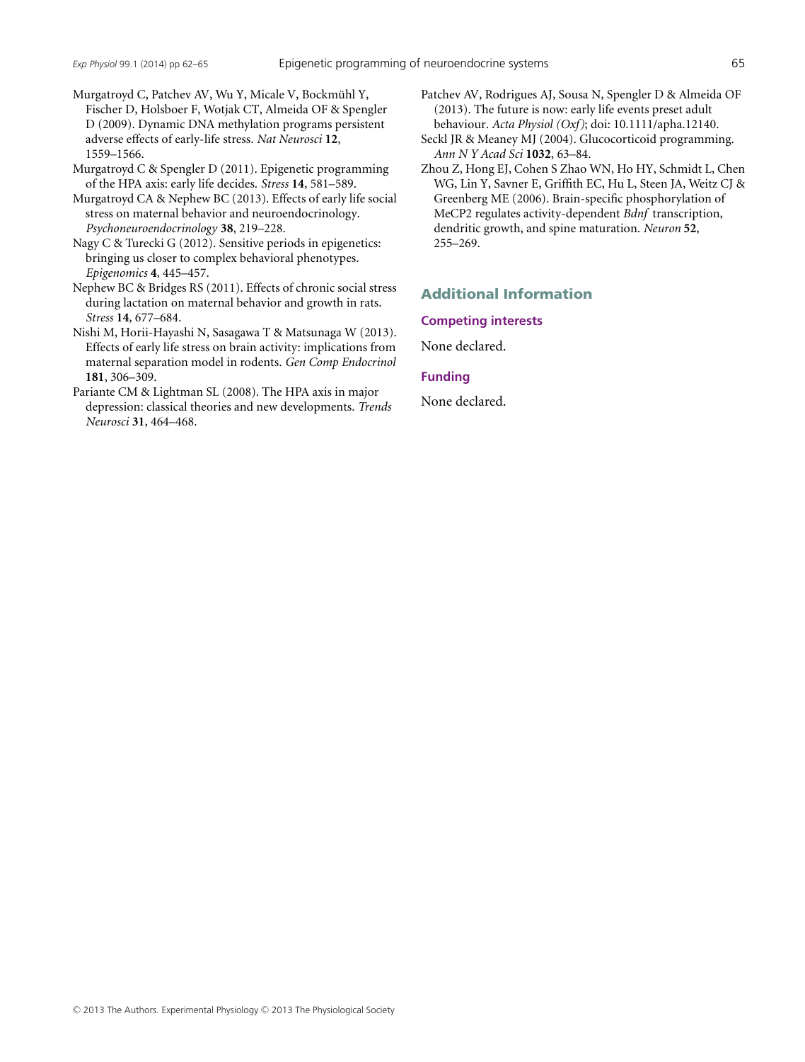Murgatroyd C, Patchev AV, Wu Y, Micale V, Bockmühl Y, Fischer D, Holsboer F, Wotjak CT, Almeida OF & Spengler D (2009). Dynamic DNA methylation programs persistent adverse effects of early-life stress. *Nat Neurosci* **12**, 1559–1566.

Murgatroyd C & Spengler D (2011). Epigenetic programming of the HPA axis: early life decides. *Stress* **14**, 581–589.

Murgatroyd CA & Nephew BC (2013). Effects of early life social stress on maternal behavior and neuroendocrinology. *Psychoneuroendocrinology* **38**, 219–228.

Nagy C & Turecki G (2012). Sensitive periods in epigenetics: bringing us closer to complex behavioral phenotypes. *Epigenomics* **4**, 445–457.

Nephew BC & Bridges RS (2011). Effects of chronic social stress during lactation on maternal behavior and growth in rats. *Stress* **14**, 677–684.

Nishi M, Horii-Hayashi N, Sasagawa T & Matsunaga W (2013). Effects of early life stress on brain activity: implications from maternal separation model in rodents. *Gen Comp Endocrinol* **181**, 306–309.

Pariante CM & Lightman SL (2008). The HPA axis in major depression: classical theories and new developments. *Trends Neurosci* **31**, 464–468.

Patchev AV, Rodrigues AJ, Sousa N, Spengler D & Almeida OF (2013). The future is now: early life events preset adult behaviour. *Acta Physiol (Oxf)*; doi: 10.1111/apha.12140.

Seckl JR & Meaney MJ (2004). Glucocorticoid programming. *Ann N Y Acad Sci* **1032**, 63–84.

Zhou Z, Hong EJ, Cohen S Zhao WN, Ho HY, Schmidt L, Chen WG, Lin Y, Savner E, Griffith EC, Hu L, Steen JA, Weitz CJ & Greenberg ME (2006). Brain-specific phosphorylation of MeCP2 regulates activity-dependent *Bdnf* transcription, dendritic growth, and spine maturation. *Neuron* **52**, 255–269.

## Additional Information

### Competing interests

None declared.

### Funding

None declared.